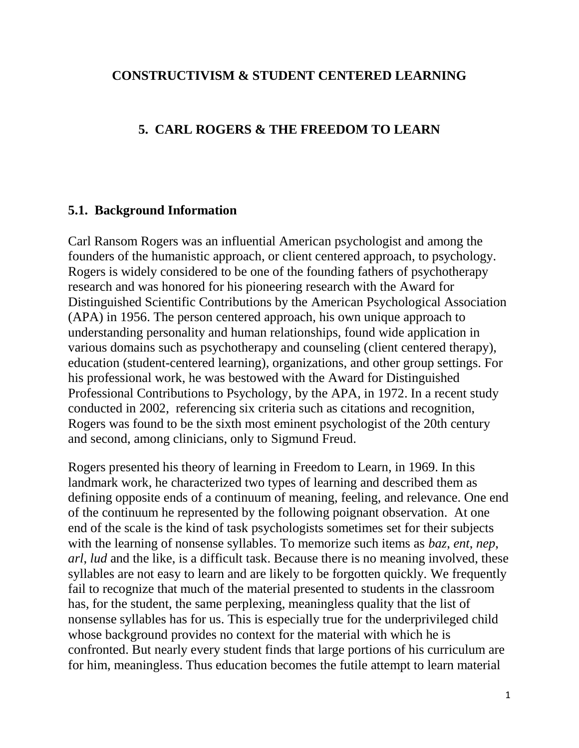# CONSTRUCTIVISM & STUDENT CENTERED LEARNING

## 5. CARL ROGERS & THE FREEDOM TO LEARN

### 5.1. Background Information

Carl Ransom Rogers was an influential American psychologist and among the founders of the humanistic approach, or client centered approach, to psychology. Rogers is widely considered to be one of the founding fathers of psychotherapy research and was honored for his pioneering research with the Award for Distinguished Scientific Contributions by the American Psychological Association (APA) in 1956. The person centered approach, his own unique approach to understanding personality and human relationships, found wide application in various domains such as psychotherapy and counseling (client centered therapy), education (student-centered learning), organizations, and other group settings. For his professional work, he was bestowed with the Award for Distinguished Professional Contributions to Psychology, by the APA, in 1972. In a recent study conducted in 2002, referencing six criteria such as citations and recognition, Rogers was found to be the sixth most eminent psychologist of the 20th century and second, among clinicians, only to Sigmund Freud.

Rogers presented his theory of learning in Freedom to Learn, in 1969. In this landmark work, he characterized two types of learning and described them as defining opposite ends of a continuum of meaning, feeling, and relevance. One end of the continuum he represented by the following poignant observation. At one end of the scale is the kind of task psychologists sometimes set for their subjects with the learning of nonsense syllables. To memorize such items as *baz*, *ent*, *nep*, *arl*, *lud* and the like, is a difficult task. Because there is no meaning involved, these syllables are not easy to learn and are likely to be forgotten quickly. We frequently fail to recognize that much of the material presented to students in the classroom has, for the student, the same perplexing, meaningless quality that the list of nonsense syllables has for us. This is especially true for the underprivileged child whose background provides no context for the material with which he is confronted. But nearly every student finds that large portions of his curriculum are for him, meaningless. Thus education becomes the futile attempt to learn material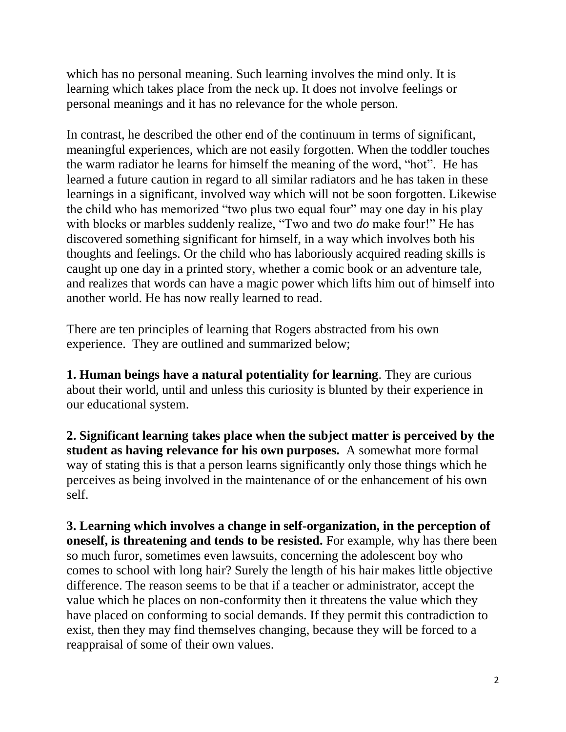which has no personal meaning. Such learning involves the mind only. It is learning which takes place from the neck up. It does not involve feelings or personal meanings and it has no relevance for the whole person.

In contrast, he described the other end of the continuum in terms of significant, meaningful experiences, which are not easily forgotten. When the toddler touches the warm radiator he learns for himself the meaning of the word, "hot". He has learned a future caution in regard to all similar radiators and he has taken in these learnings in a significant, involved way which will not be soon forgotten. Likewise the child who has memorized "two plus two equal four" may one day in his play with blocks or marbles suddenly realize, "Two and two *do* make four!" He has discovered something significant for himself, in a way which involves both his thoughts and feelings. Or the child who has laboriously acquired reading skills is caught up one day in a printed story, whether a comic book or an adventure tale, and realizes that words can have a magic power which lifts him out of himself into another world. He has now really learned to read.

There are ten principles of learning that Rogers abstracted from his own experience. They are outlined and summarized below;

**1. Human beings have a natural potentiality for learning**. They are curious about their world, until and unless this curiosity is blunted by their experience in our educational system.

**2. Significant learning takes place when the subject matter is perceived by the student as having relevance for his own purposes.** A somewhat more formal way of stating this is that a person learns significantly only those things which he perceives as being involved in the maintenance of or the enhancement of his own self.

**3. Learning which involves a change in self-organization, in the perception of oneself, is threatening and tends to be resisted.** For example, why has there been so much furor, sometimes even lawsuits, concerning the adolescent boy who comes to school with long hair? Surely the length of his hair makes little objective difference. The reason seems to be that if a teacher or administrator, accept the value which he places on non-conformity then it threatens the value which they have placed on conforming to social demands. If they permit this contradiction to exist, then they may find themselves changing, because they will be forced to a reappraisal of some of their own values.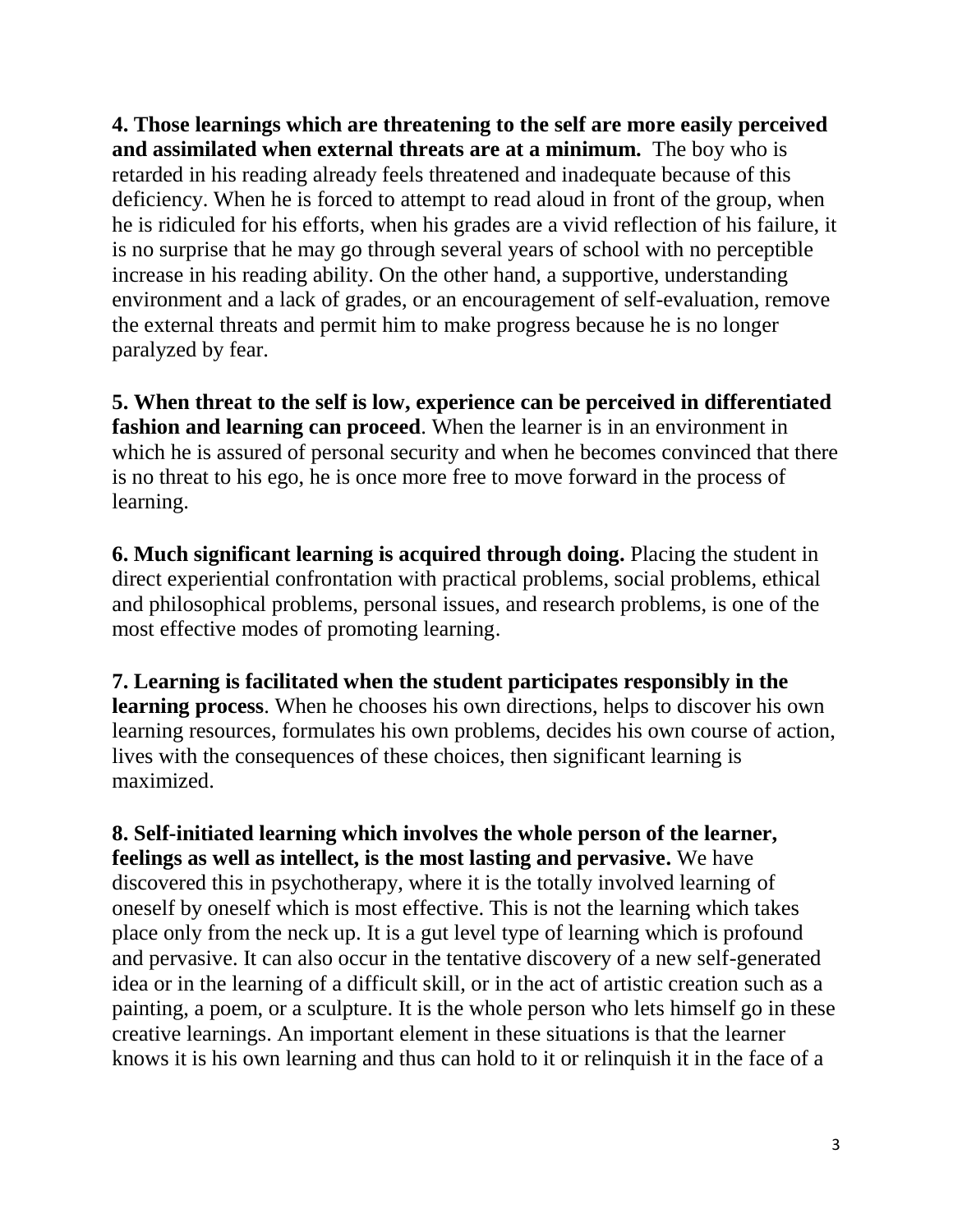**4. Those learnings which are threatening to the self are more easily perceived and assimilated when external threats are at a minimum.** The boy who is retarded in his reading already feels threatened and inadequate because of this deficiency. When he is forced to attempt to read aloud in front of the group, when he is ridiculed for his efforts, when his grades are a vivid reflection of his failure, it is no surprise that he may go through several years of school with no perceptible increase in his reading ability. On the other hand, a supportive, understanding environment and a lack of grades, or an encouragement of self-evaluation, remove the external threats and permit him to make progress because he is no longer paralyzed by fear.

**5. When threat to the self is low, experience can be perceived in differentiated fashion and learning can proceed**. When the learner is in an environment in which he is assured of personal security and when he becomes convinced that there is no threat to his ego, he is once more free to move forward in the process of learning.

**6. Much significant learning is acquired through doing.** Placing the student in direct experiential confrontation with practical problems, social problems, ethical and philosophical problems, personal issues, and research problems, is one of the most effective modes of promoting learning.

**7. Learning is facilitated when the student participates responsibly in the learning process**. When he chooses his own directions, helps to discover his own learning resources, formulates his own problems, decides his own course of action, lives with the consequences of these choices, then significant learning is maximized.

**8. Self-initiated learning which involves the whole person of the learner, feelings as well as intellect, is the most lasting and pervasive.** We have discovered this in psychotherapy, where it is the totally involved learning of oneself by oneself which is most effective. This is not the learning which takes place only from the neck up. It is a gut level type of learning which is profound and pervasive. It can also occur in the tentative discovery of a new self-generated idea or in the learning of a difficult skill, or in the act of artistic creation such as a painting, a poem, or a sculpture. It is the whole person who lets himself go in these creative learnings. An important element in these situations is that the learner knows it is his own learning and thus can hold to it or relinquish it in the face of a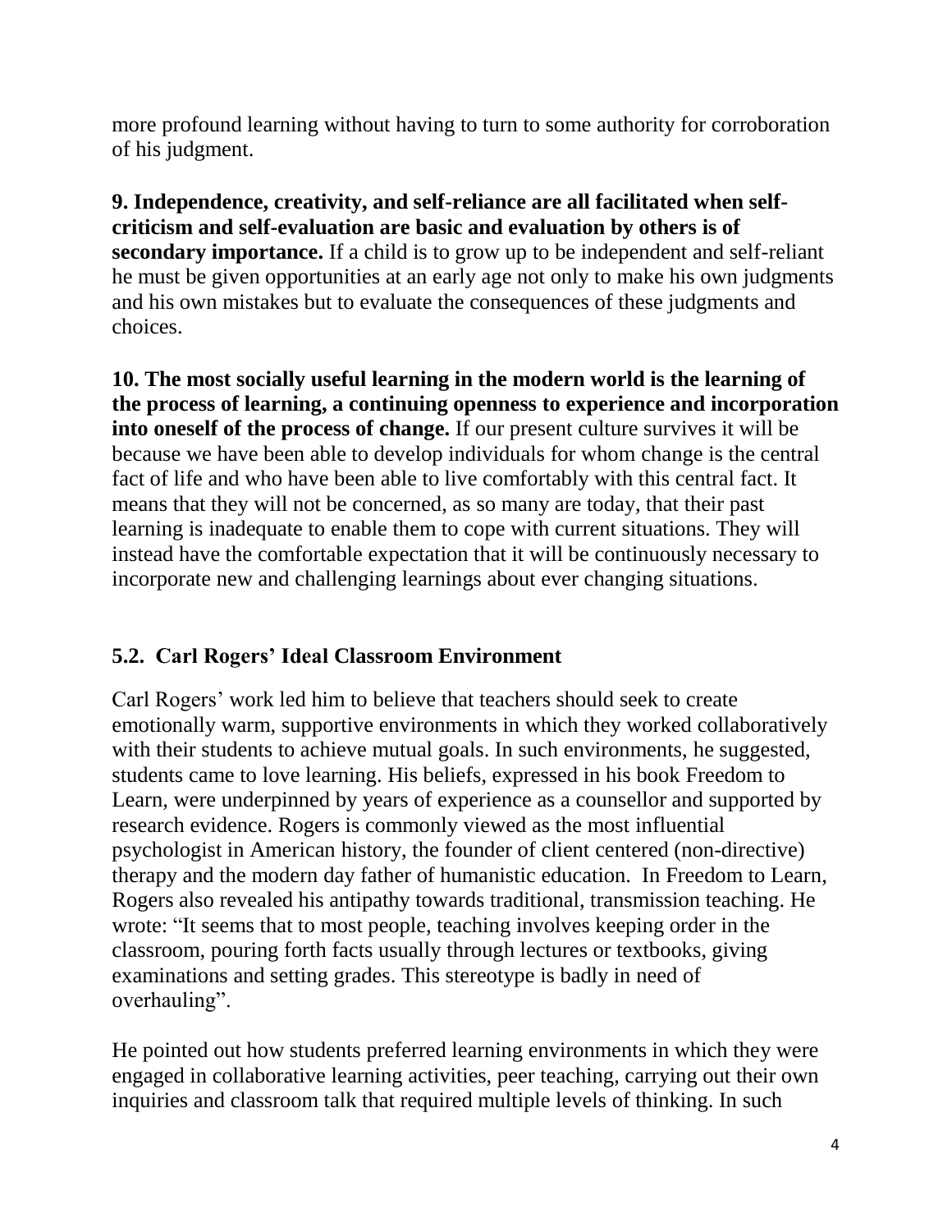more profound learning without having to turn to some authority for corroboration of his judgment.

**9. Independence, creativity, and self-reliance are all facilitated when self-criticism and self-evaluation are basic and evaluation by others is of secondary importance.** If a child is to grow up to be independent and self-reliant he must be given opportunities at an early age not only to make his own judgments and his own mistakes but to evaluate the consequences of these judgments and choices.

**10. The most socially useful learning in the modern world is the learning of the process of learning, a continuing openness to experience and incorporation into oneself of the process of change.** If our present culture survives it will be because we have been able to develop individuals for whom change is the central fact of life and who have been able to live comfortably with this central fact. It means that they will not be concerned, as so many are today, that their past learning is inadequate to enable them to cope with current situations. They will instead have the comfortable expectation that it will be continuously necessary to incorporate new and challenging learnings about ever changing situations.

## 5.2. Carl Rogers' Ideal Classroom Environment

Carl Rogers' work led him to believe that teachers should seek to create emotionally warm, supportive environments in which they worked collaboratively with their students to achieve mutual goals. In such environments, he suggested, students came to love learning. His beliefs, expressed in his book Freedom to Learn, were underpinned by years of experience as a counsellor and supported by research evidence. Rogers is commonly viewed as the most influential psychologist in American history, the founder of client centered (non-directive) therapy and the modern day father of humanistic education. In Freedom to Learn, Rogers also revealed his antipathy towards traditional, transmission teaching. He wrote: "It seems that to most people, teaching involves keeping order in the classroom, pouring forth facts usually through lectures or textbooks, giving examinations and setting grades. This stereotype is badly in need of overhauling".

He pointed out how students preferred learning environments in which they were engaged in collaborative learning activities, peer teaching, carrying out their own inquiries and classroom talk that required multiple levels of thinking. In such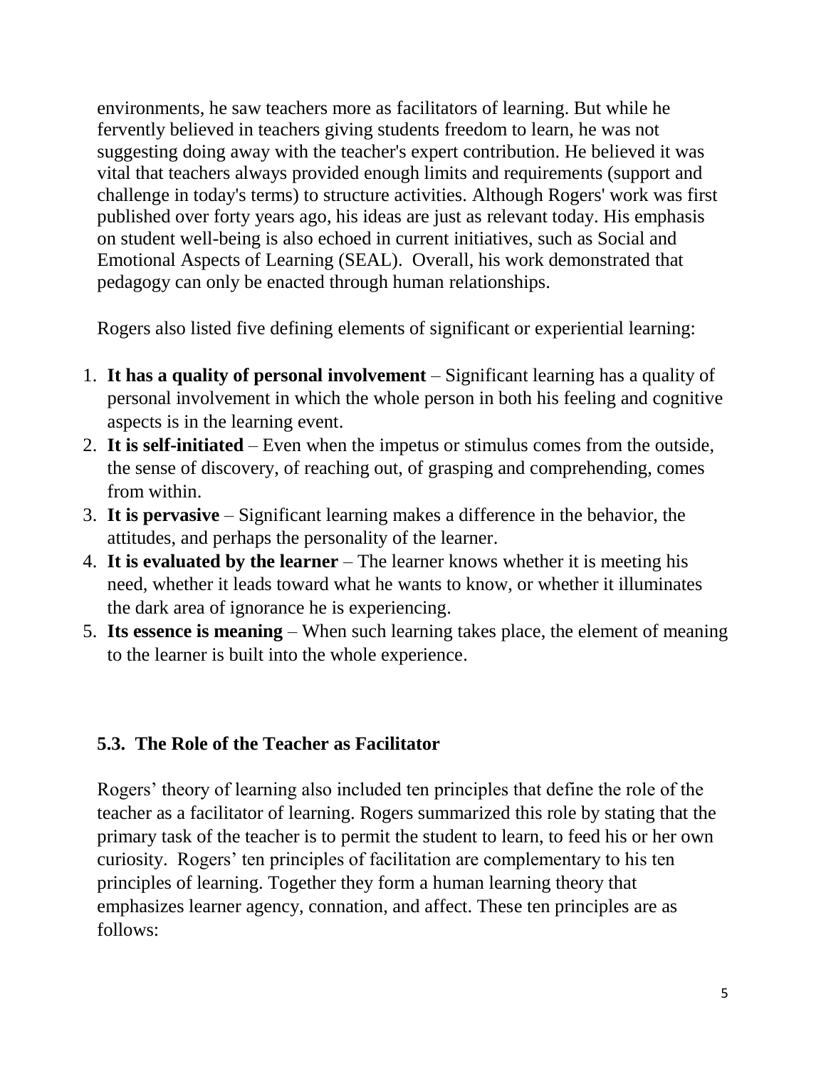environments, he saw teachers more as facilitators of learning. But while he fervently believed in teachers giving students freedom to learn, he was not suggesting doing away with the teacher's expert contribution. He believed it was vital that teachers always provided enough limits and requirements (support and challenge in today's terms) to structure activities. Although Rogers' work was first published over forty years ago, his ideas are just as relevant today. His emphasis on student well-being is also echoed in current initiatives, such as Social and Emotional Aspects of Learning (SEAL). Overall, his work demonstrated that pedagogy can only be enacted through human relationships.

Rogers also listed five defining elements of significant or experiential learning:

1. **It has a quality of personal involvement** – Significant learning has a quality of personal involvement in which the whole person in both his feeling and cognitive aspects is in the learning event.
2. **It is self-initiated** – Even when the impetus or stimulus comes from the outside, the sense of discovery, of reaching out, of grasping and comprehending, comes from within.
3. **It is pervasive** – Significant learning makes a difference in the behavior, the attitudes, and perhaps the personality of the learner.
4. **It is evaluated by the learner** – The learner knows whether it is meeting his need, whether it leads toward what he wants to know, or whether it illuminates the dark area of ignorance he is experiencing.
5. **Its essence is meaning** – When such learning takes place, the element of meaning to the learner is built into the whole experience.

### 5.3. The Role of the Teacher as Facilitator

Rogers' theory of learning also included ten principles that define the role of the teacher as a facilitator of learning. Rogers summarized this role by stating that the primary task of the teacher is to permit the student to learn, to feed his or her own curiosity. Rogers' ten principles of facilitation are complementary to his ten principles of learning. Together they form a human learning theory that emphasizes learner agency, connation, and affect. These ten principles are as follows: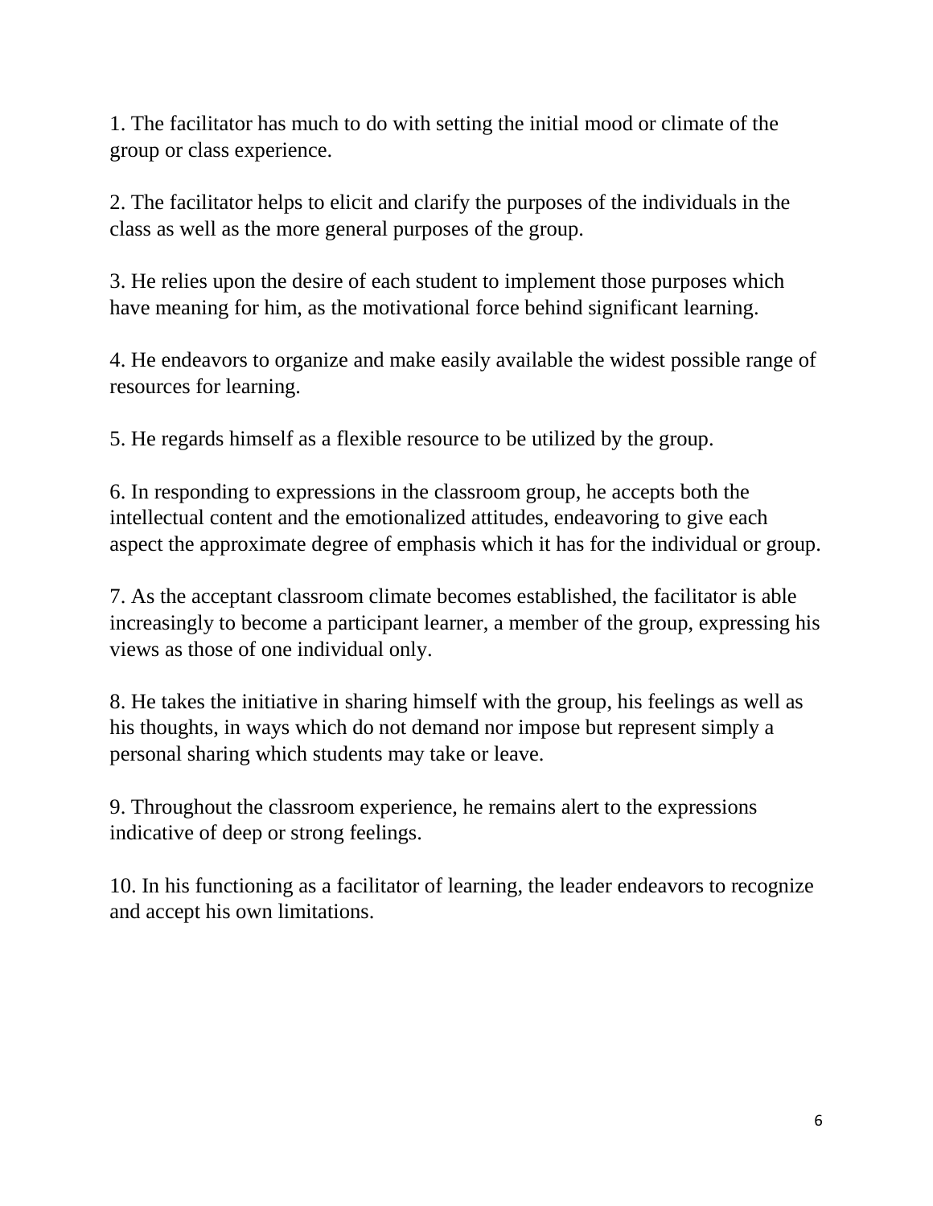1. The facilitator has much to do with setting the initial mood or climate of the group or class experience.

2. The facilitator helps to elicit and clarify the purposes of the individuals in the class as well as the more general purposes of the group.

3. He relies upon the desire of each student to implement those purposes which have meaning for him, as the motivational force behind significant learning.

4. He endeavors to organize and make easily available the widest possible range of resources for learning.

5. He regards himself as a flexible resource to be utilized by the group.

6. In responding to expressions in the classroom group, he accepts both the intellectual content and the emotionalized attitudes, endeavoring to give each aspect the approximate degree of emphasis which it has for the individual or group.

7. As the acceptant classroom climate becomes established, the facilitator is able increasingly to become a participant learner, a member of the group, expressing his views as those of one individual only.

8. He takes the initiative in sharing himself with the group, his feelings as well as his thoughts, in ways which do not demand nor impose but represent simply a personal sharing which students may take or leave.

9. Throughout the classroom experience, he remains alert to the expressions indicative of deep or strong feelings.

10. In his functioning as a facilitator of learning, the leader endeavors to recognize and accept his own limitations.